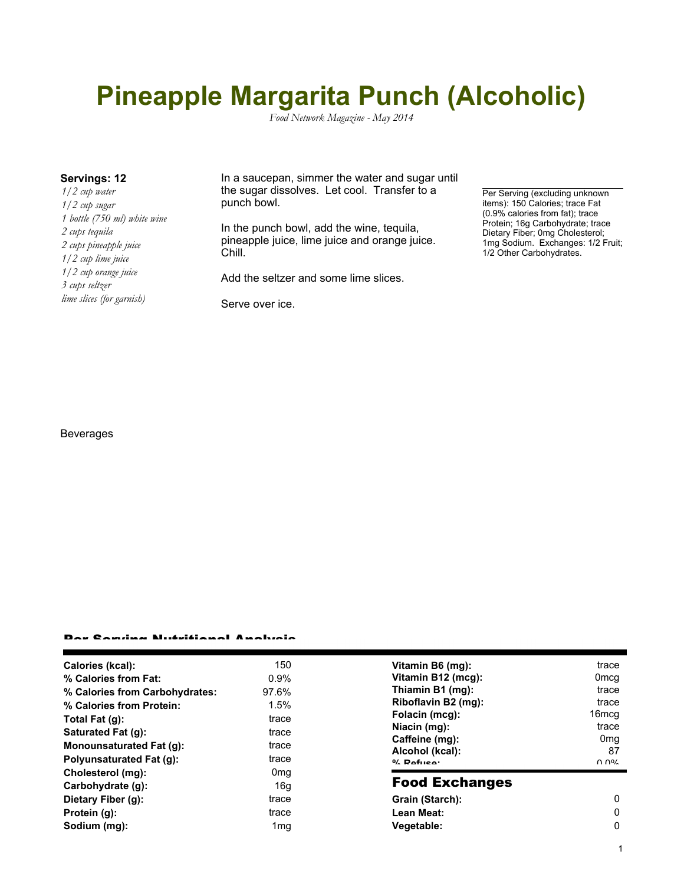# Pineapple Margarita Punch (Alcoholic)

*Food Network Magazine - May 2014*

**Servings: 12**

*1/2 cup water*
*1/2 cup sugar*
*1 bottle (750 ml) white wine*
*2 cups tequila*
*2 cups pineapple juice*
*1/2 cup lime juice*
*1/2 cup orange juice*
*3 cups seltzer*
*lime slices (for garnish)*

In a saucepan, simmer the water and sugar until the sugar dissolves. Let cool. Transfer to a punch bowl.

In the punch bowl, add the wine, tequila, pineapple juice, lime juice and orange juice. Chill.

Add the seltzer and some lime slices.

Serve over ice.

Per Serving (excluding unknown items): 150 Calories; trace Fat (0.9% calories from fat); trace Protein; 16g Carbohydrate; trace Dietary Fiber; 0mg Cholesterol; 1mg Sodium. Exchanges: 1/2 Fruit; 1/2 Other Carbohydrates.

Beverages

## Per Serving Nutritional Analysis

| | |
|---|---|
| **Calories (kcal):** | 150 |
| **% Calories from Fat:** | 0.9% |
| **% Calories from Carbohydrates:** | 97.6% |
| **% Calories from Protein:** | 1.5% |
| **Total Fat (g):** | trace |
| **Saturated Fat (g):** | trace |
| **Monounsaturated Fat (g):** | trace |
| **Polyunsaturated Fat (g):** | trace |
| **Cholesterol (mg):** | 0mg |
| **Carbohydrate (g):** | 16g |
| **Dietary Fiber (g):** | trace |
| **Protein (g):** | trace |
| **Sodium (mg):** | 1mg |

| | |
|---|---|
| **Vitamin B6 (mg):** | trace |
| **Vitamin B12 (mcg):** | 0mcg |
| **Thiamin B1 (mg):** | trace |
| **Riboflavin B2 (mg):** | trace |
| **Folacin (mcg):** | 16mcg |
| **Niacin (mg):** | trace |
| **Caffeine (mg):** | 0mg |
| **Alcohol (kcal):** | 87 |
| **% Refuse:** | 0.0% |

## Food Exchanges

| | |
|---|---|
| **Grain (Starch):** | 0 |
| **Lean Meat:** | 0 |
| **Vegetable:** | 0 |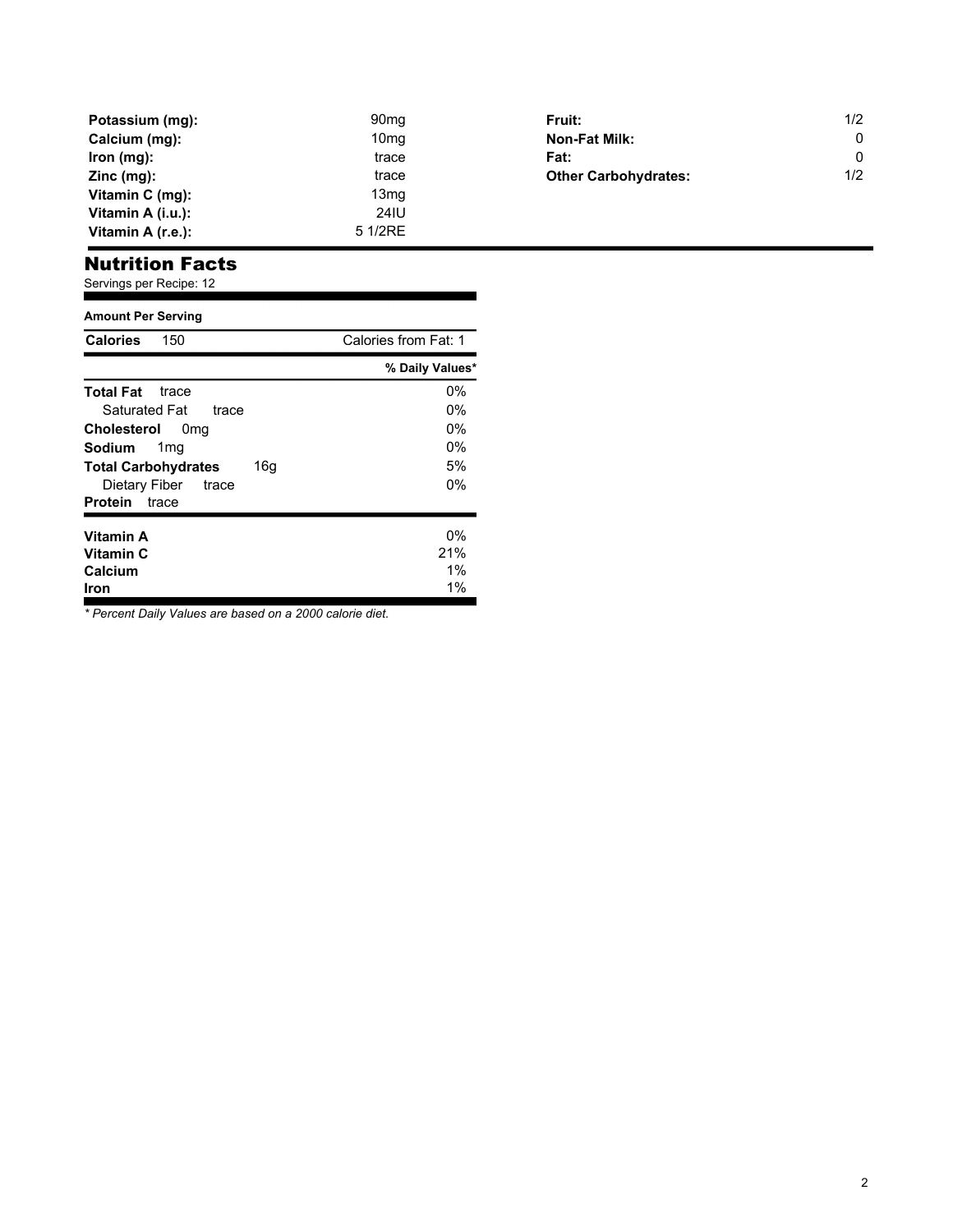| | |
|---|---|
| **Potassium (mg):** | 90mg |
| **Calcium (mg):** | 10mg |
| **Iron (mg):** | trace |
| **Zinc (mg):** | trace |
| **Vitamin C (mg):** | 13mg |
| **Vitamin A (i.u.):** | 24IU |
| **Vitamin A (r.e.):** | 5 1/2RE |

| | |
|---|---|
| **Fruit:** | 1/2 |
| **Non-Fat Milk:** | 0 |
| **Fat:** | 0 |
| **Other Carbohydrates:** | 1/2 |

## Nutrition Facts

Servings per Recipe: 12

**Amount Per Serving**

| | |
|---|---|
| **Calories** 150 | Calories from Fat: 1 |
| | **% Daily Values*** |
| **Total Fat** trace | 0% |
| Saturated Fat trace | 0% |
| **Cholesterol** 0mg | 0% |
| **Sodium** 1mg | 0% |
| **Total Carbohydrates** 16g | 5% |
| Dietary Fiber trace | 0% |
| **Protein** trace | |
| **Vitamin A** | 0% |
| **Vitamin C** | 21% |
| **Calcium** | 1% |
| **Iron** | 1% |

*\* Percent Daily Values are based on a 2000 calorie diet.*